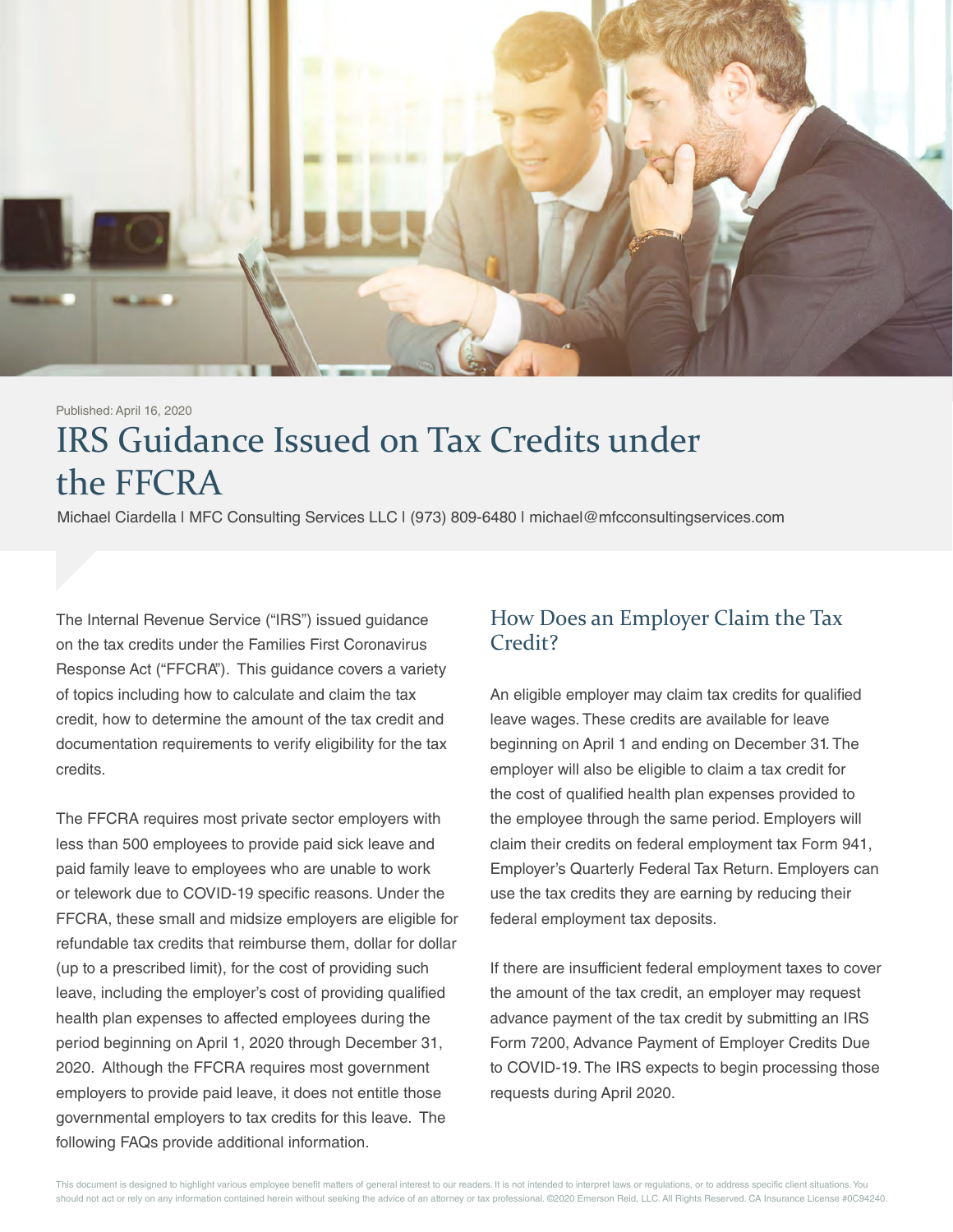Published: April 16, 2020

# IRS Guidance Issued on Tax Credits under the FFCRA

Michael Ciardella | MFC Consulting Services LLC | (973) 809-6480 | michael@mfcconsultingservices.com

The Internal Revenue Service ("IRS") issued guidance on the tax credits under the Families First Coronavirus Response Act ("FFCRA"). This guidance covers a variety of topics including how to calculate and claim the tax credit, how to determine the amount of the tax credit and documentation requirements to verify eligibility for the tax credits.

The FFCRA requires most private sector employers with less than 500 employees to provide paid sick leave and paid family leave to employees who are unable to work or telework due to COVID-19 specific reasons. Under the FFCRA, these small and midsize employers are eligible for refundable tax credits that reimburse them, dollar for dollar (up to a prescribed limit), for the cost of providing such leave, including the employer's cost of providing qualified health plan expenses to affected employees during the period beginning on April 1, 2020 through December 31, 2020. Although the FFCRA requires most government employers to provide paid leave, it does not entitle those governmental employers to tax credits for this leave. The following FAQs provide additional information.

## How Does an Employer Claim the Tax Credit?

An eligible employer may claim tax credits for qualified leave wages. These credits are available for leave beginning on April 1 and ending on December 31. The employer will also be eligible to claim a tax credit for the cost of qualified health plan expenses provided to the employee through the same period. Employers will claim their credits on federal employment tax Form 941, Employer's Quarterly Federal Tax Return. Employers can use the tax credits they are earning by reducing their federal employment tax deposits.

If there are insufficient federal employment taxes to cover the amount of the tax credit, an employer may request advance payment of the tax credit by submitting an IRS Form 7200, Advance Payment of Employer Credits Due to COVID-19. The IRS expects to begin processing those requests during April 2020.

This document is designed to highlight various employee benefit matters of general interest to our readers. It is not intended to interpret laws or regulations, or to address specific client situations. You should not act or rely on any information contained herein without seeking the advice of an attorney or tax professional. ©2020 Emerson Reid, LLC. All Rights Reserved. CA Insurance License #0C94240.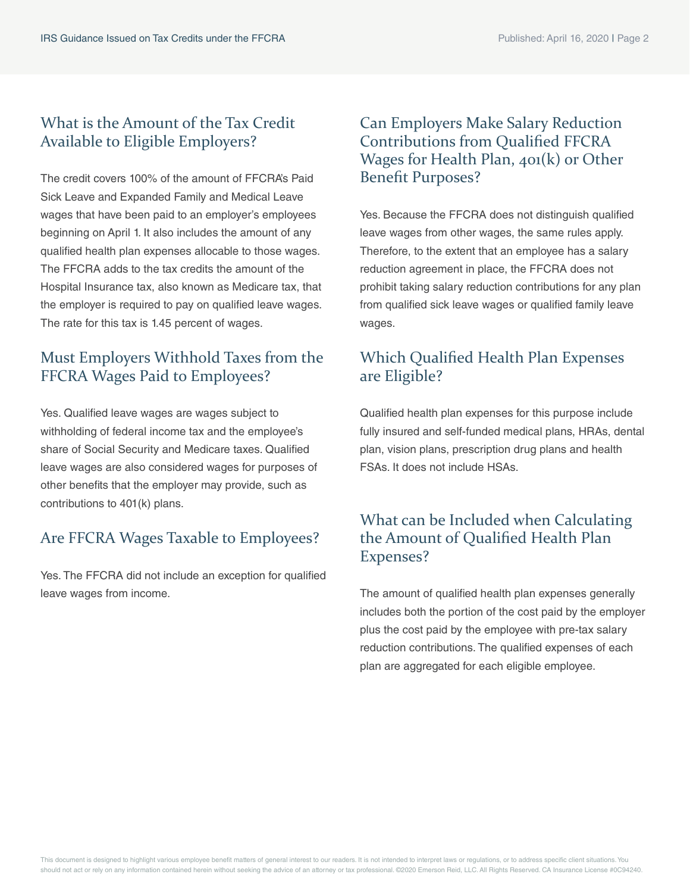## What is the Amount of the Tax Credit Available to Eligible Employers?

The credit covers 100% of the amount of FFCRA's Paid Sick Leave and Expanded Family and Medical Leave wages that have been paid to an employer's employees beginning on April 1. It also includes the amount of any qualified health plan expenses allocable to those wages. The FFCRA adds to the tax credits the amount of the Hospital Insurance tax, also known as Medicare tax, that the employer is required to pay on qualified leave wages. The rate for this tax is 1.45 percent of wages.

## Must Employers Withhold Taxes from the FFCRA Wages Paid to Employees?

Yes. Qualified leave wages are wages subject to withholding of federal income tax and the employee's share of Social Security and Medicare taxes. Qualified leave wages are also considered wages for purposes of other benefits that the employer may provide, such as contributions to 401(k) plans.

## Are FFCRA Wages Taxable to Employees?

Yes. The FFCRA did not include an exception for qualified leave wages from income.

## Can Employers Make Salary Reduction Contributions from Qualified FFCRA Wages for Health Plan, 401(k) or Other Benefit Purposes?

Yes. Because the FFCRA does not distinguish qualified leave wages from other wages, the same rules apply. Therefore, to the extent that an employee has a salary reduction agreement in place, the FFCRA does not prohibit taking salary reduction contributions for any plan from qualified sick leave wages or qualified family leave wages.

## Which Qualified Health Plan Expenses are Eligible?

Qualified health plan expenses for this purpose include fully insured and self-funded medical plans, HRAs, dental plan, vision plans, prescription drug plans and health FSAs. It does not include HSAs.

## What can be Included when Calculating the Amount of Qualified Health Plan Expenses?

The amount of qualified health plan expenses generally includes both the portion of the cost paid by the employer plus the cost paid by the employee with pre-tax salary reduction contributions. The qualified expenses of each plan are aggregated for each eligible employee.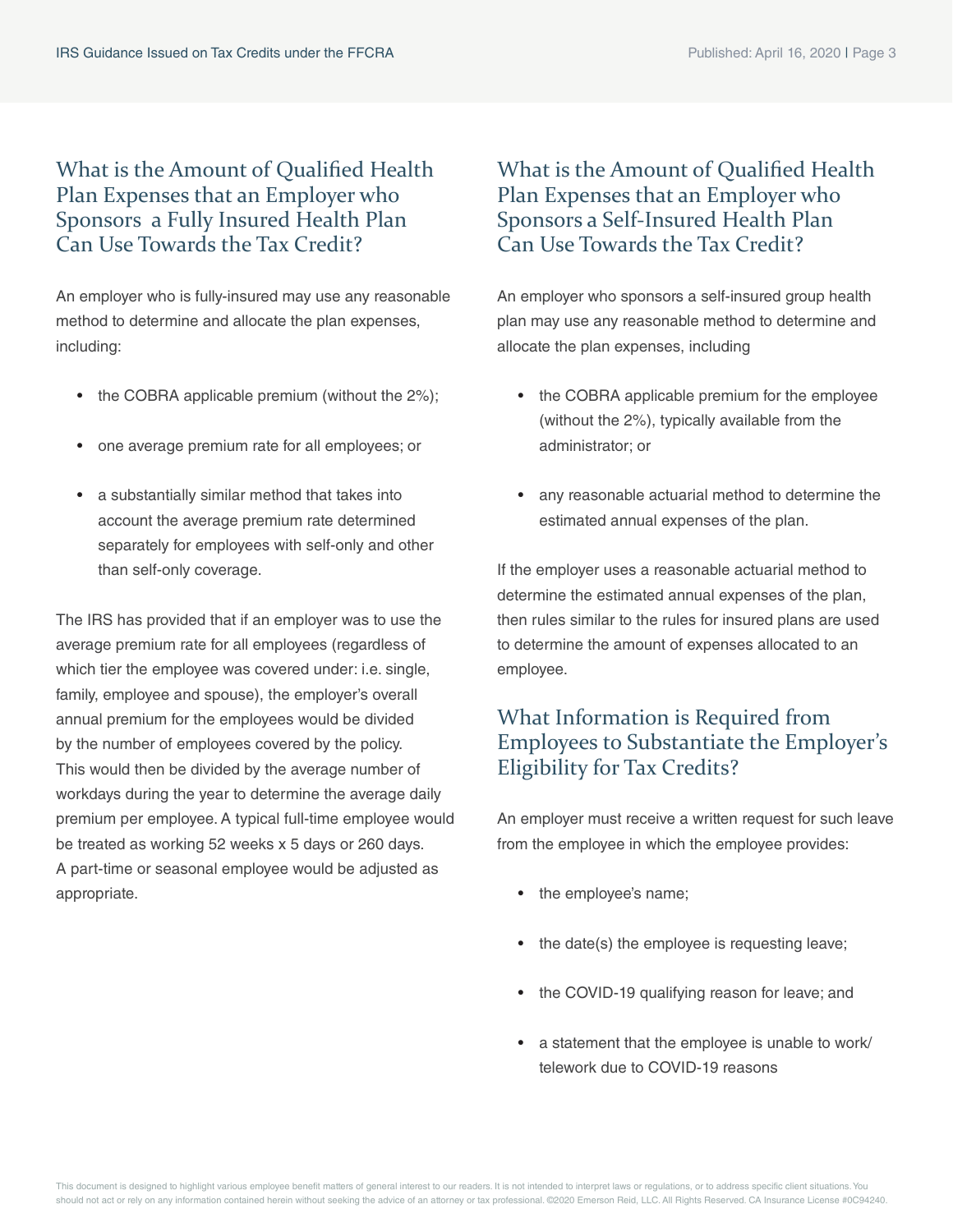## What is the Amount of Qualified Health Plan Expenses that an Employer who Sponsors a Fully Insured Health Plan Can Use Towards the Tax Credit?

An employer who is fully-insured may use any reasonable method to determine and allocate the plan expenses, including:

- the COBRA applicable premium (without the 2%);
- one average premium rate for all employees; or
- a substantially similar method that takes into account the average premium rate determined separately for employees with self-only and other than self-only coverage.

The IRS has provided that if an employer was to use the average premium rate for all employees (regardless of which tier the employee was covered under: i.e. single, family, employee and spouse), the employer's overall annual premium for the employees would be divided by the number of employees covered by the policy. This would then be divided by the average number of workdays during the year to determine the average daily premium per employee. A typical full-time employee would be treated as working 52 weeks x 5 days or 260 days. A part-time or seasonal employee would be adjusted as appropriate.

## What is the Amount of Qualified Health Plan Expenses that an Employer who Sponsors a Self-Insured Health Plan Can Use Towards the Tax Credit?

An employer who sponsors a self-insured group health plan may use any reasonable method to determine and allocate the plan expenses, including

- the COBRA applicable premium for the employee (without the 2%), typically available from the administrator; or
- any reasonable actuarial method to determine the estimated annual expenses of the plan.

If the employer uses a reasonable actuarial method to determine the estimated annual expenses of the plan, then rules similar to the rules for insured plans are used to determine the amount of expenses allocated to an employee.

## What Information is Required from Employees to Substantiate the Employer's Eligibility for Tax Credits?

An employer must receive a written request for such leave from the employee in which the employee provides:

- the employee's name;
- the date(s) the employee is requesting leave;
- the COVID-19 qualifying reason for leave; and
- a statement that the employee is unable to work/telework due to COVID-19 reasons

This document is designed to highlight various employee benefit matters of general interest to our readers. It is not intended to interpret laws or regulations, or to address specific client situations. You should not act or rely on any information contained herein without seeking the advice of an attorney or tax professional. ©2020 Emerson Reid, LLC. All Rights Reserved. CA Insurance License #0C94240.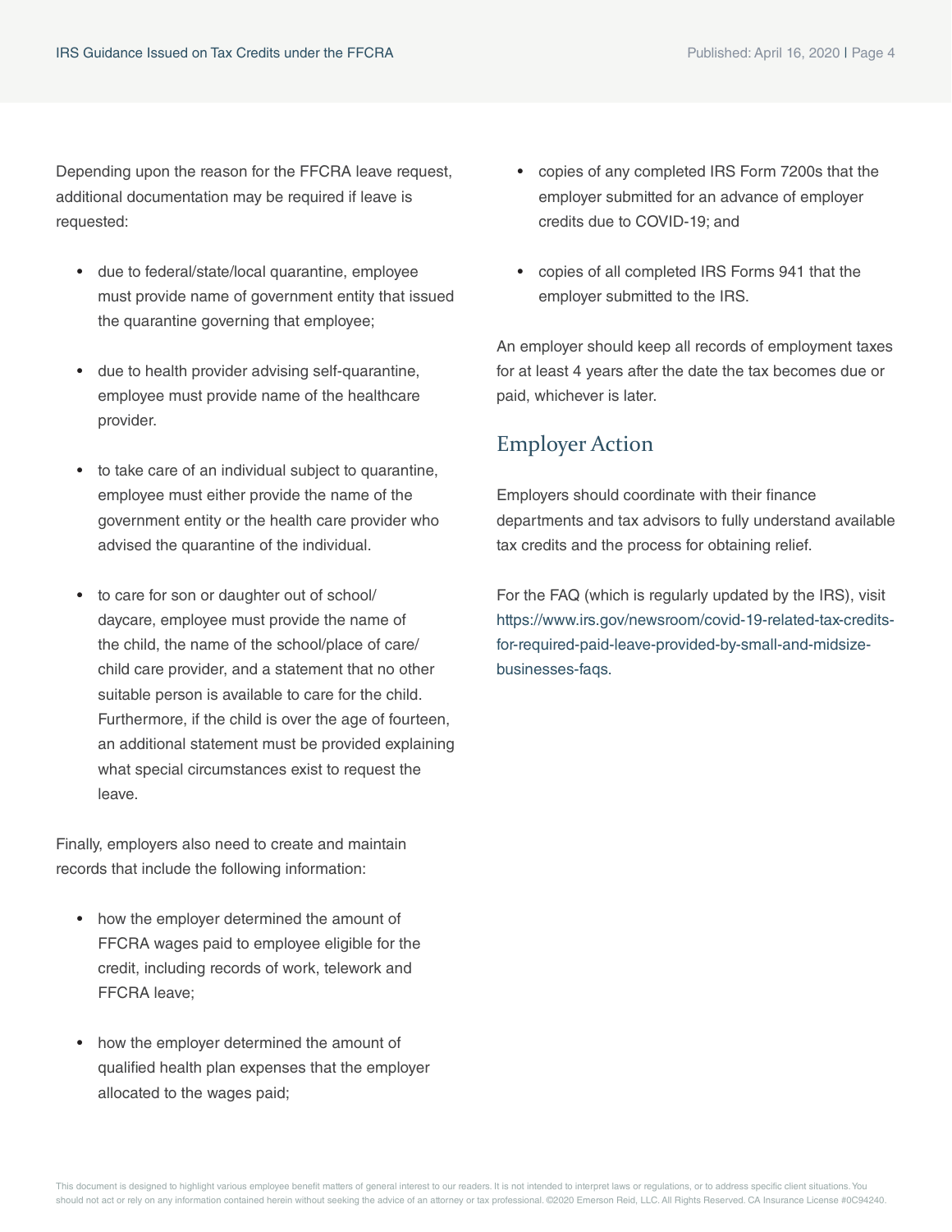Depending upon the reason for the FFCRA leave request, additional documentation may be required if leave is requested:

- due to federal/state/local quarantine, employee must provide name of government entity that issued the quarantine governing that employee;
- due to health provider advising self-quarantine, employee must provide name of the healthcare provider.
- to take care of an individual subject to quarantine, employee must either provide the name of the government entity or the health care provider who advised the quarantine of the individual.
- to care for son or daughter out of school/daycare, employee must provide the name of the child, the name of the school/place of care/child care provider, and a statement that no other suitable person is available to care for the child. Furthermore, if the child is over the age of fourteen, an additional statement must be provided explaining what special circumstances exist to request the leave.

Finally, employers also need to create and maintain records that include the following information:

- how the employer determined the amount of FFCRA wages paid to employee eligible for the credit, including records of work, telework and FFCRA leave;
- how the employer determined the amount of qualified health plan expenses that the employer allocated to the wages paid;
- copies of any completed IRS Form 7200s that the employer submitted for an advance of employer credits due to COVID-19; and
- copies of all completed IRS Forms 941 that the employer submitted to the IRS.

An employer should keep all records of employment taxes for at least 4 years after the date the tax becomes due or paid, whichever is later.

## Employer Action

Employers should coordinate with their finance departments and tax advisors to fully understand available tax credits and the process for obtaining relief.

For the FAQ (which is regularly updated by the IRS), visit https://www.irs.gov/newsroom/covid-19-related-tax-credits-for-required-paid-leave-provided-by-small-and-midsize-businesses-faqs.

This document is designed to highlight various employee benefit matters of general interest to our readers. It is not intended to interpret laws or regulations, or to address specific client situations. You should not act or rely on any information contained herein without seeking the advice of an attorney or tax professional. ©2020 Emerson Reid, LLC. All Rights Reserved. CA Insurance License #0C94240.